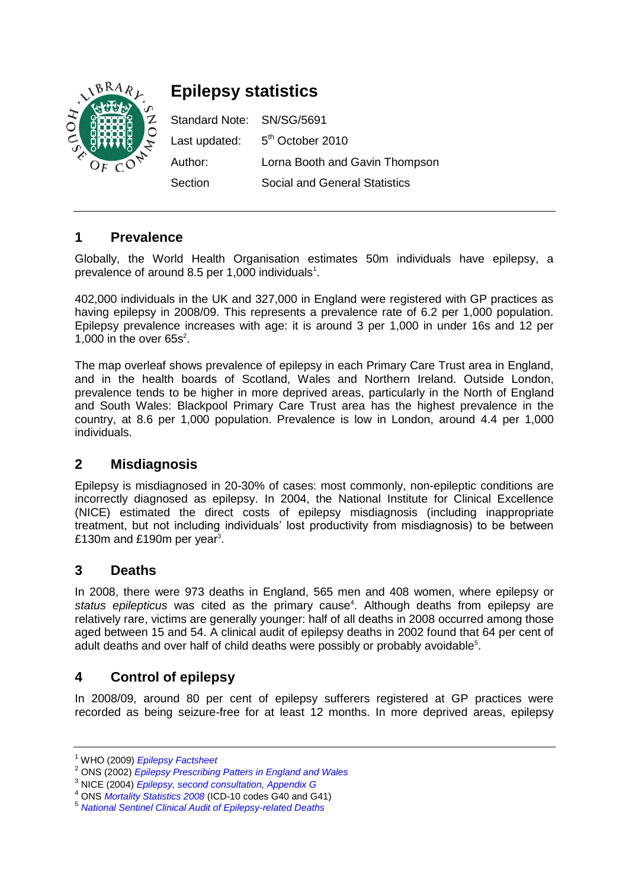# Epilepsy statistics

Standard Note: SN/SG/5691

Last updated: 5th October 2010

Author: Lorna Booth and Gavin Thompson

Section: Social and General Statistics

## 1 Prevalence

Globally, the World Health Organisation estimates 50m individuals have epilepsy, a prevalence of around 8.5 per 1,000 individuals[1].

402,000 individuals in the UK and 327,000 in England were registered with GP practices as having epilepsy in 2008/09. This represents a prevalence rate of 6.2 per 1,000 population. Epilepsy prevalence increases with age: it is around 3 per 1,000 in under 16s and 12 per 1,000 in the over 65s[2].

The map overleaf shows prevalence of epilepsy in each Primary Care Trust area in England, and in the health boards of Scotland, Wales and Northern Ireland. Outside London, prevalence tends to be higher in more deprived areas, particularly in the North of England and South Wales: Blackpool Primary Care Trust area has the highest prevalence in the country, at 8.6 per 1,000 population. Prevalence is low in London, around 4.4 per 1,000 individuals.

## 2 Misdiagnosis

Epilepsy is misdiagnosed in 20-30% of cases: most commonly, non-epileptic conditions are incorrectly diagnosed as epilepsy. In 2004, the National Institute for Clinical Excellence (NICE) estimated the direct costs of epilepsy misdiagnosis (including inappropriate treatment, but not including individuals' lost productivity from misdiagnosis) to be between £130m and £190m per year[3].

## 3 Deaths

In 2008, there were 973 deaths in England, 565 men and 408 women, where epilepsy or *status epilepticus* was cited as the primary cause[4]. Although deaths from epilepsy are relatively rare, victims are generally younger: half of all deaths in 2008 occurred among those aged between 15 and 54. A clinical audit of epilepsy deaths in 2002 found that 64 per cent of adult deaths and over half of child deaths were possibly or probably avoidable[5].

## 4 Control of epilepsy

In 2008/09, around 80 per cent of epilepsy sufferers registered at GP practices were recorded as being seizure-free for at least 12 months. In more deprived areas, epilepsy

---

[1] WHO (2009) *Epilepsy Factsheet*

[2] ONS (2002) *Epilepsy Prescribing Patters in England and Wales*

[3] NICE (2004) *Epilepsy, second consultation, Appendix G*

[4] ONS *Mortality Statistics 2008* (ICD-10 codes G40 and G41)

[5] *National Sentinel Clinical Audit of Epilepsy-related Deaths*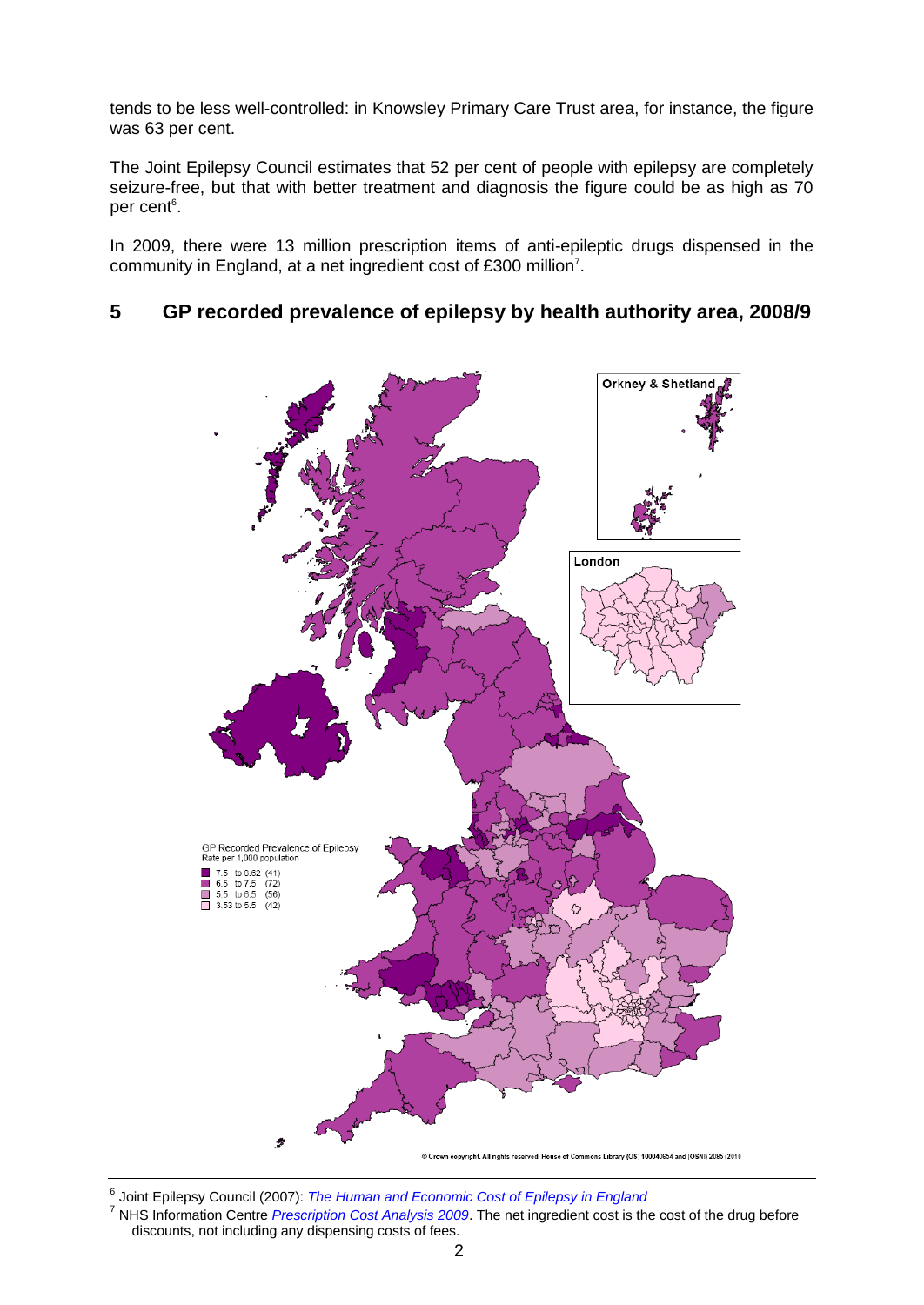tends to be less well-controlled: in Knowsley Primary Care Trust area, for instance, the figure was 63 per cent.

The Joint Epilepsy Council estimates that 52 per cent of people with epilepsy are completely seizure-free, but that with better treatment and diagnosis the figure could be as high as 70 per cent[6].

In 2009, there were 13 million prescription items of anti-epileptic drugs dispensed in the community in England, at a net ingredient cost of £300 million[7].

## 5 GP recorded prevalence of epilepsy by health authority area, 2008/9

Orkney & Shetland

London

GP Recorded Prevalence of Epilepsy
Rate per 1,000 population
7.5 to 8.62 (41)
6.5 to 7.5 (72)
5.5 to 6.5 (56)
3.53 to 5.5 (42)

© Crown copyright. All rights reserved. House of Commons Library (OS) 100040654 and (OSNI) 2085 (2010

---

[6] Joint Epilepsy Council (2007): *The Human and Economic Cost of Epilepsy in England*

[7] NHS Information Centre *Prescription Cost Analysis 2009*. The net ingredient cost is the cost of the drug before discounts, not including any dispensing costs of fees.